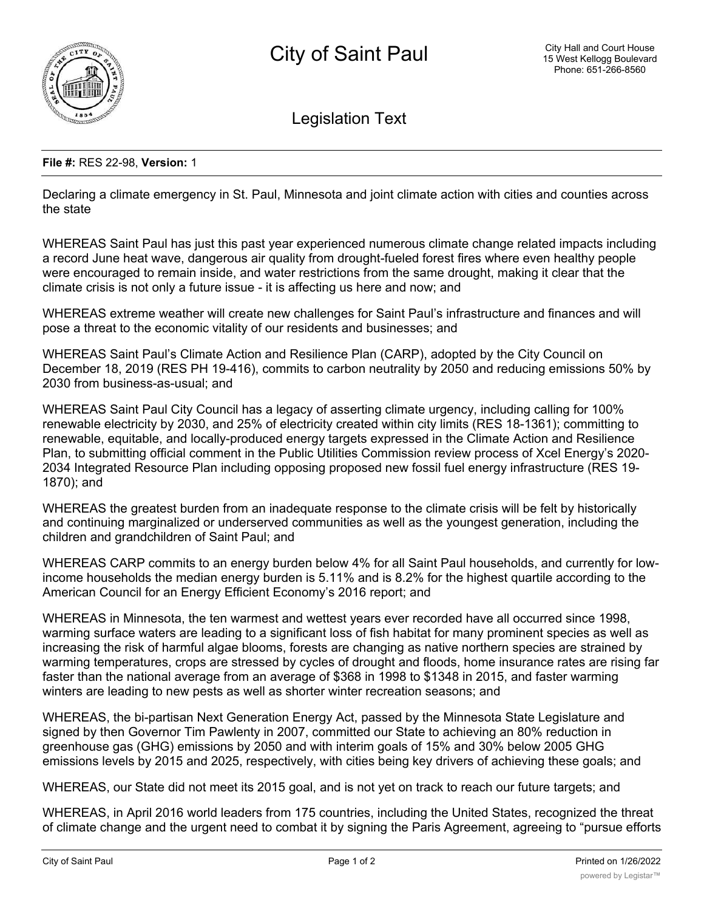# City of Saint Paul

City Hall and Court House
15 West Kellogg Boulevard
Phone: 651-266-8560

## Legislation Text

**File #:** RES 22-98, **Version:** 1

Declaring a climate emergency in St. Paul, Minnesota and joint climate action with cities and counties across the state

WHEREAS Saint Paul has just this past year experienced numerous climate change related impacts including a record June heat wave, dangerous air quality from drought-fueled forest fires where even healthy people were encouraged to remain inside, and water restrictions from the same drought, making it clear that the climate crisis is not only a future issue - it is affecting us here and now; and

WHEREAS extreme weather will create new challenges for Saint Paul's infrastructure and finances and will pose a threat to the economic vitality of our residents and businesses; and

WHEREAS Saint Paul's Climate Action and Resilience Plan (CARP), adopted by the City Council on December 18, 2019 (RES PH 19-416), commits to carbon neutrality by 2050 and reducing emissions 50% by 2030 from business-as-usual; and

WHEREAS Saint Paul City Council has a legacy of asserting climate urgency, including calling for 100% renewable electricity by 2030, and 25% of electricity created within city limits (RES 18-1361); committing to renewable, equitable, and locally-produced energy targets expressed in the Climate Action and Resilience Plan, to submitting official comment in the Public Utilities Commission review process of Xcel Energy's 2020-2034 Integrated Resource Plan including opposing proposed new fossil fuel energy infrastructure (RES 19-1870); and

WHEREAS the greatest burden from an inadequate response to the climate crisis will be felt by historically and continuing marginalized or underserved communities as well as the youngest generation, including the children and grandchildren of Saint Paul; and

WHEREAS CARP commits to an energy burden below 4% for all Saint Paul households, and currently for low-income households the median energy burden is 5.11% and is 8.2% for the highest quartile according to the American Council for an Energy Efficient Economy's 2016 report; and

WHEREAS in Minnesota, the ten warmest and wettest years ever recorded have all occurred since 1998, warming surface waters are leading to a significant loss of fish habitat for many prominent species as well as increasing the risk of harmful algae blooms, forests are changing as native northern species are strained by warming temperatures, crops are stressed by cycles of drought and floods, home insurance rates are rising far faster than the national average from an average of $368 in 1998 to $1348 in 2015, and faster warming winters are leading to new pests as well as shorter winter recreation seasons; and

WHEREAS, the bi-partisan Next Generation Energy Act, passed by the Minnesota State Legislature and signed by then Governor Tim Pawlenty in 2007, committed our State to achieving an 80% reduction in greenhouse gas (GHG) emissions by 2050 and with interim goals of 15% and 30% below 2005 GHG emissions levels by 2015 and 2025, respectively, with cities being key drivers of achieving these goals; and

WHEREAS, our State did not meet its 2015 goal, and is not yet on track to reach our future targets; and

WHEREAS, in April 2016 world leaders from 175 countries, including the United States, recognized the threat of climate change and the urgent need to combat it by signing the Paris Agreement, agreeing to "pursue efforts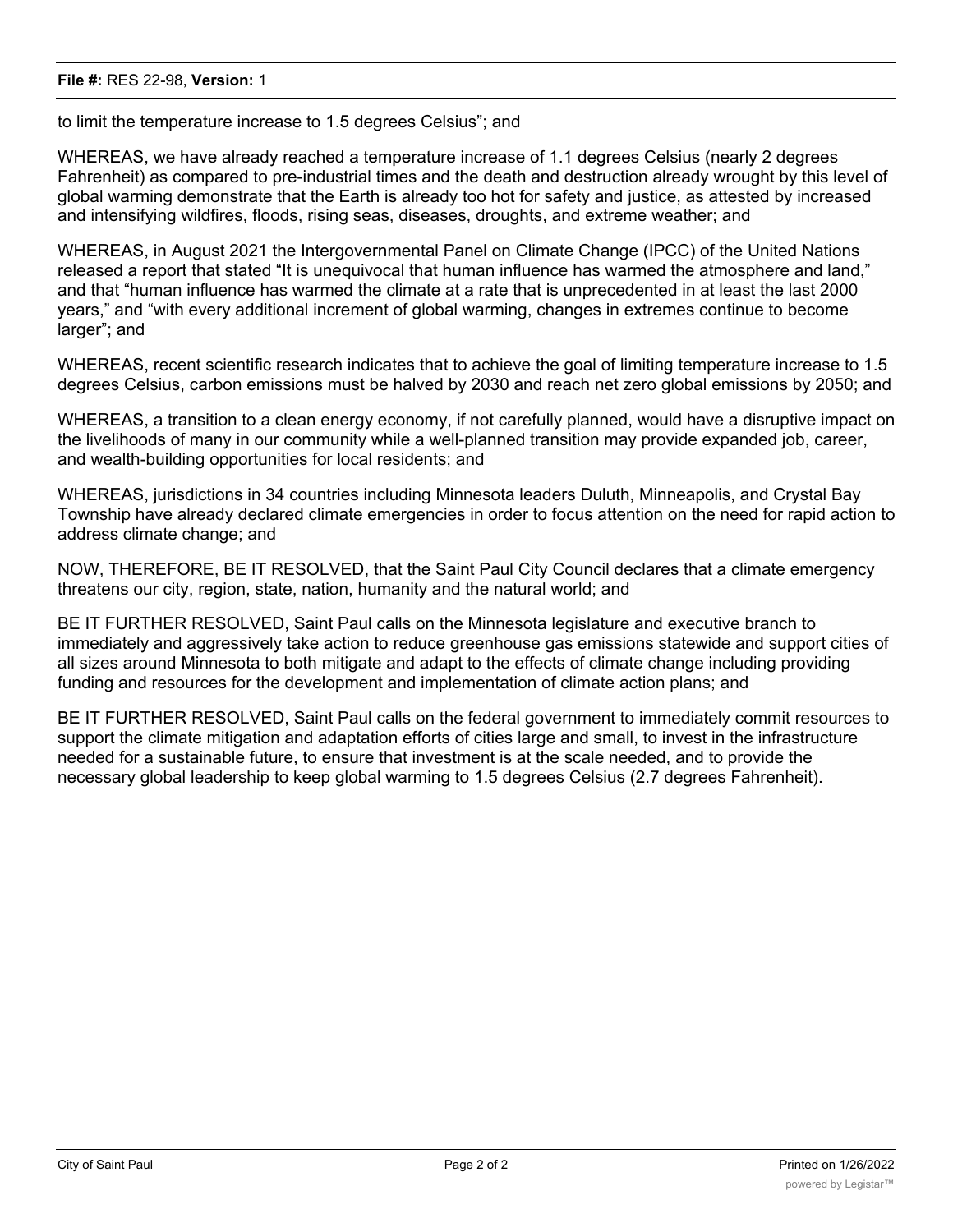to limit the temperature increase to 1.5 degrees Celsius"; and

WHEREAS, we have already reached a temperature increase of 1.1 degrees Celsius (nearly 2 degrees Fahrenheit) as compared to pre-industrial times and the death and destruction already wrought by this level of global warming demonstrate that the Earth is already too hot for safety and justice, as attested by increased and intensifying wildfires, floods, rising seas, diseases, droughts, and extreme weather; and

WHEREAS, in August 2021 the Intergovernmental Panel on Climate Change (IPCC) of the United Nations released a report that stated "It is unequivocal that human influence has warmed the atmosphere and land," and that "human influence has warmed the climate at a rate that is unprecedented in at least the last 2000 years," and "with every additional increment of global warming, changes in extremes continue to become larger"; and

WHEREAS, recent scientific research indicates that to achieve the goal of limiting temperature increase to 1.5 degrees Celsius, carbon emissions must be halved by 2030 and reach net zero global emissions by 2050; and

WHEREAS, a transition to a clean energy economy, if not carefully planned, would have a disruptive impact on the livelihoods of many in our community while a well-planned transition may provide expanded job, career, and wealth-building opportunities for local residents; and

WHEREAS, jurisdictions in 34 countries including Minnesota leaders Duluth, Minneapolis, and Crystal Bay Township have already declared climate emergencies in order to focus attention on the need for rapid action to address climate change; and

NOW, THEREFORE, BE IT RESOLVED, that the Saint Paul City Council declares that a climate emergency threatens our city, region, state, nation, humanity and the natural world; and

BE IT FURTHER RESOLVED, Saint Paul calls on the Minnesota legislature and executive branch to immediately and aggressively take action to reduce greenhouse gas emissions statewide and support cities of all sizes around Minnesota to both mitigate and adapt to the effects of climate change including providing funding and resources for the development and implementation of climate action plans; and

BE IT FURTHER RESOLVED, Saint Paul calls on the federal government to immediately commit resources to support the climate mitigation and adaptation efforts of cities large and small, to invest in the infrastructure needed for a sustainable future, to ensure that investment is at the scale needed, and to provide the necessary global leadership to keep global warming to 1.5 degrees Celsius (2.7 degrees Fahrenheit).